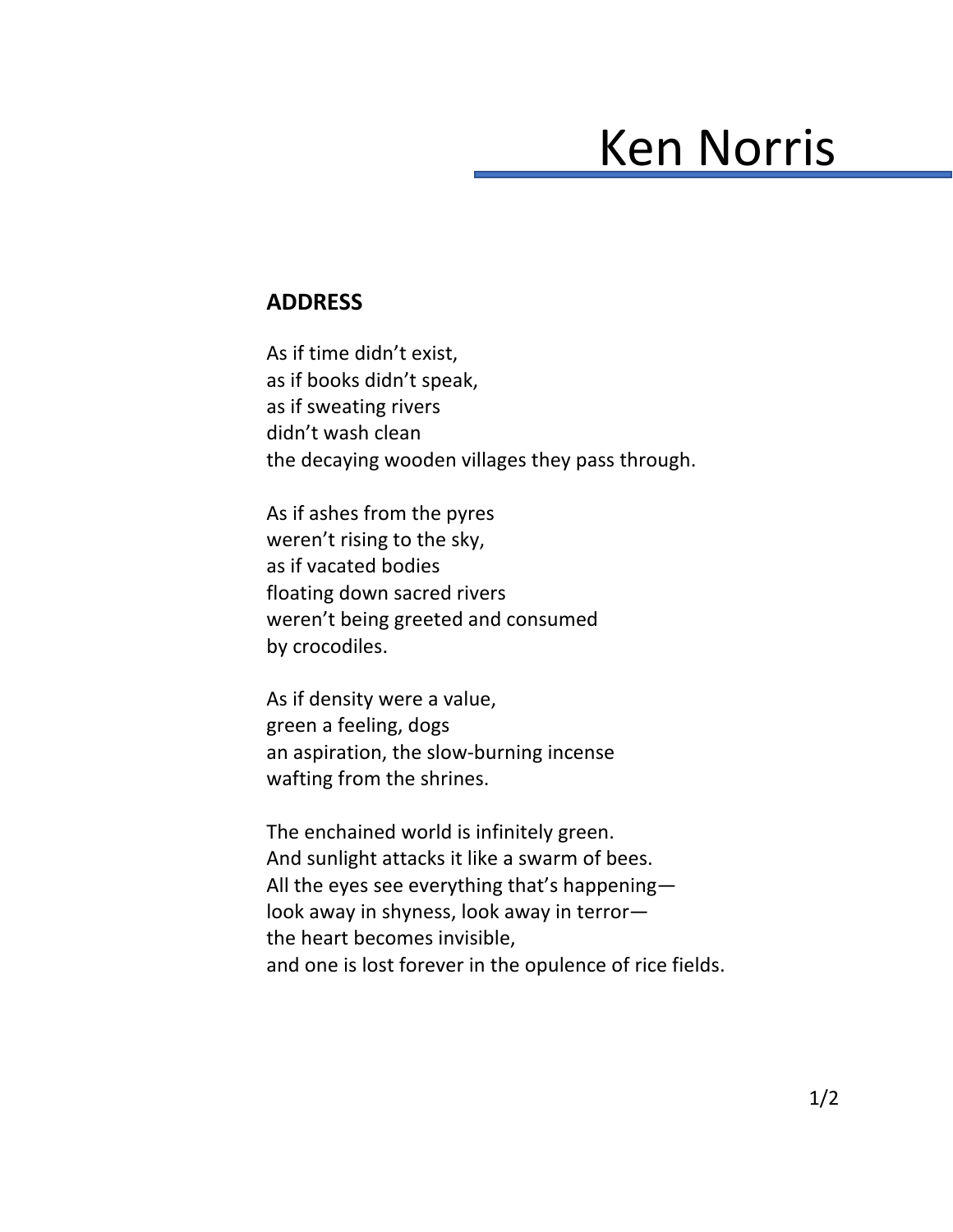# Ken Norris

**ADDRESS**

As if time didn't exist,
as if books didn't speak,
as if sweating rivers
didn't wash clean
the decaying wooden villages they pass through.

As if ashes from the pyres
weren't rising to the sky,
as if vacated bodies
floating down sacred rivers
weren't being greeted and consumed
by crocodiles.

As if density were a value,
green a feeling, dogs
an aspiration, the slow-burning incense
wafting from the shrines.

The enchained world is infinitely green.
And sunlight attacks it like a swarm of bees.
All the eyes see everything that's happening—
look away in shyness, look away in terror—
the heart becomes invisible,
and one is lost forever in the opulence of rice fields.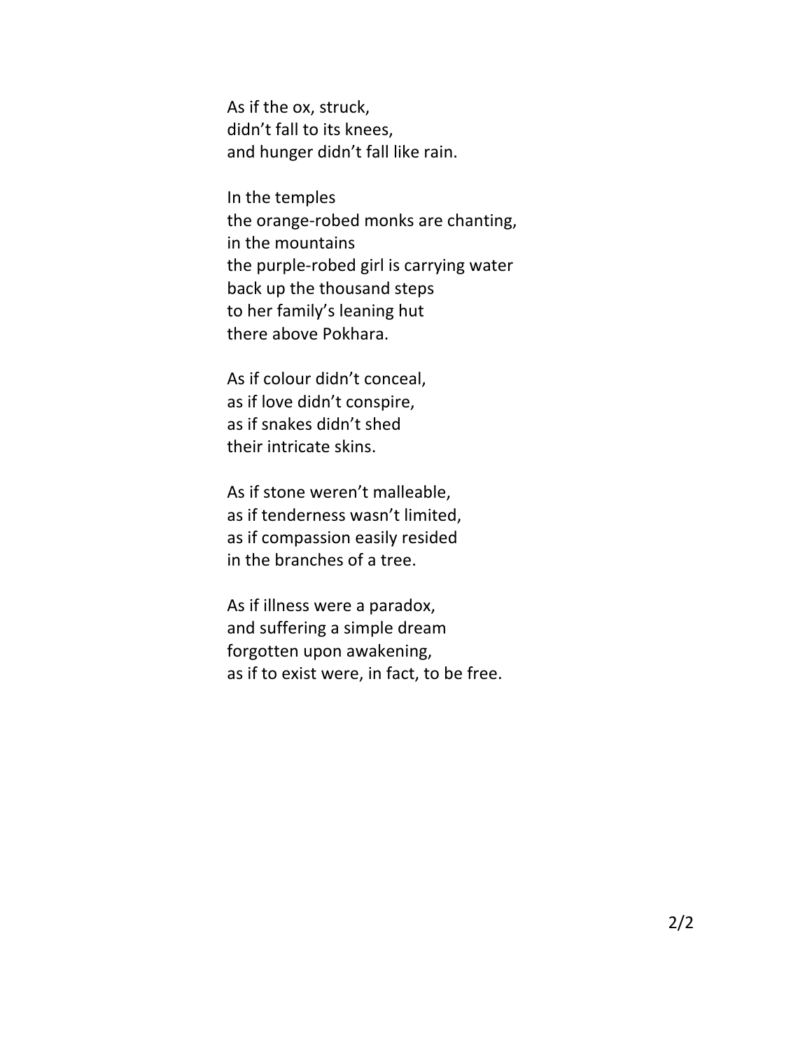As if the ox, struck,  
didn't fall to its knees,  
and hunger didn't fall like rain.

In the temples  
the orange-robed monks are chanting,  
in the mountains  
the purple-robed girl is carrying water  
back up the thousand steps  
to her family's leaning hut  
there above Pokhara.

As if colour didn't conceal,  
as if love didn't conspire,  
as if snakes didn't shed  
their intricate skins.

As if stone weren't malleable,  
as if tenderness wasn't limited,  
as if compassion easily resided  
in the branches of a tree.

As if illness were a paradox,  
and suffering a simple dream  
forgotten upon awakening,  
as if to exist were, in fact, to be free.